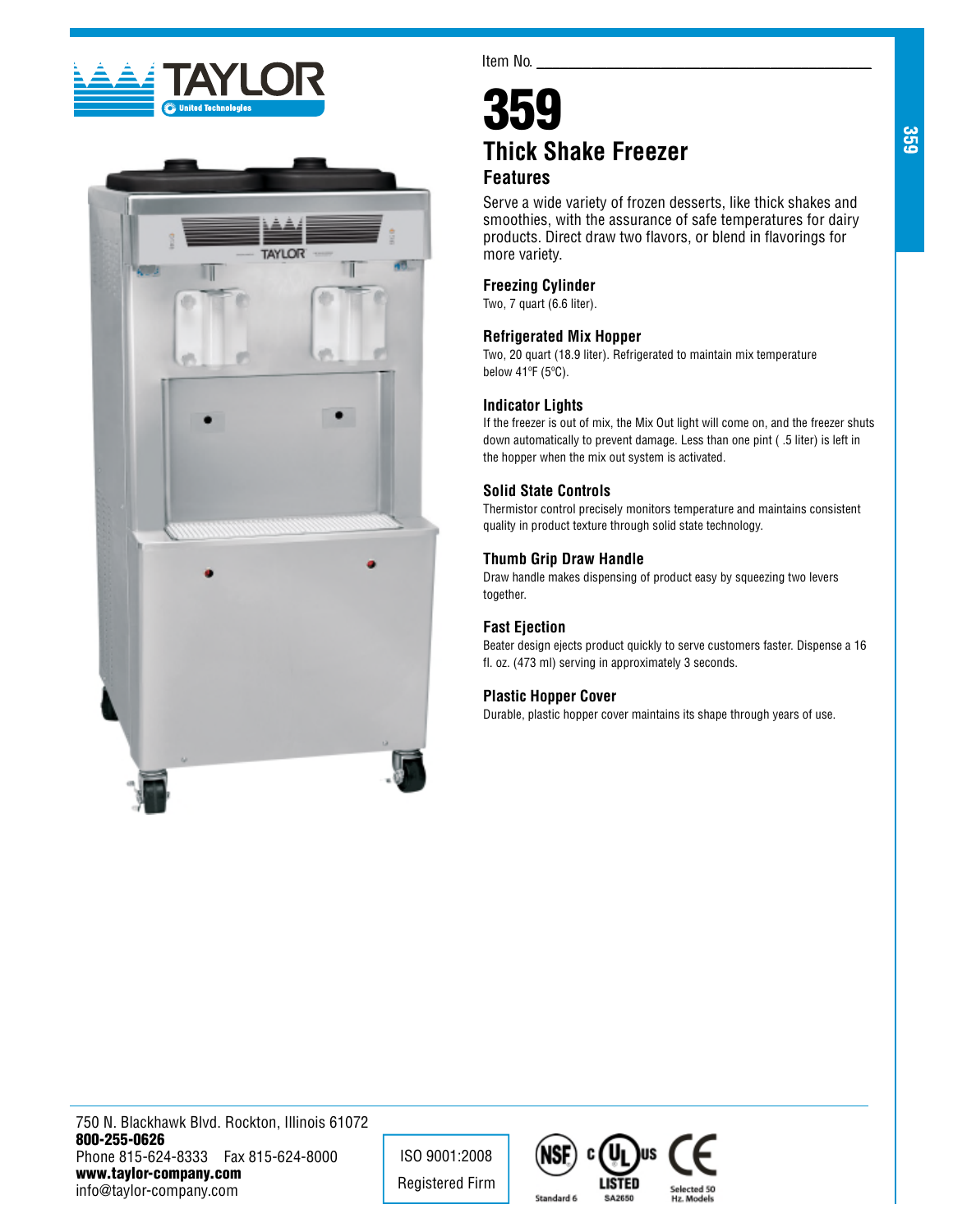TAYLOR
United Technologies

Item No. ________________________________

# 359

## Thick Shake Freezer

### Features

Serve a wide variety of frozen desserts, like thick shakes and smoothies, with the assurance of safe temperatures for dairy products. Direct draw two flavors, or blend in flavorings for more variety.

**Freezing Cylinder**
Two, 7 quart (6.6 liter).

**Refrigerated Mix Hopper**
Two, 20 quart (18.9 liter). Refrigerated to maintain mix temperature below 41ºF (5ºC).

**Indicator Lights**
If the freezer is out of mix, the Mix Out light will come on, and the freezer shuts down automatically to prevent damage. Less than one pint ( .5 liter) is left in the hopper when the mix out system is activated.

**Solid State Controls**
Thermistor control precisely monitors temperature and maintains consistent quality in product texture through solid state technology.

**Thumb Grip Draw Handle**
Draw handle makes dispensing of product easy by squeezing two levers together.

**Fast Ejection**
Beater design ejects product quickly to serve customers faster. Dispense a 16 fl. oz. (473 ml) serving in approximately 3 seconds.

**Plastic Hopper Cover**
Durable, plastic hopper cover maintains its shape through years of use.

750 N. Blackhawk Blvd. Rockton, Illinois 61072
**800-255-0626**
Phone 815-624-8333 Fax 815-624-8000
**www.taylor-company.com**
info@taylor-company.com

ISO 9001:2008
Registered Firm

NSF Standard 6 | c UL us LISTED SA2650 | CE Selected 50 Hz. Models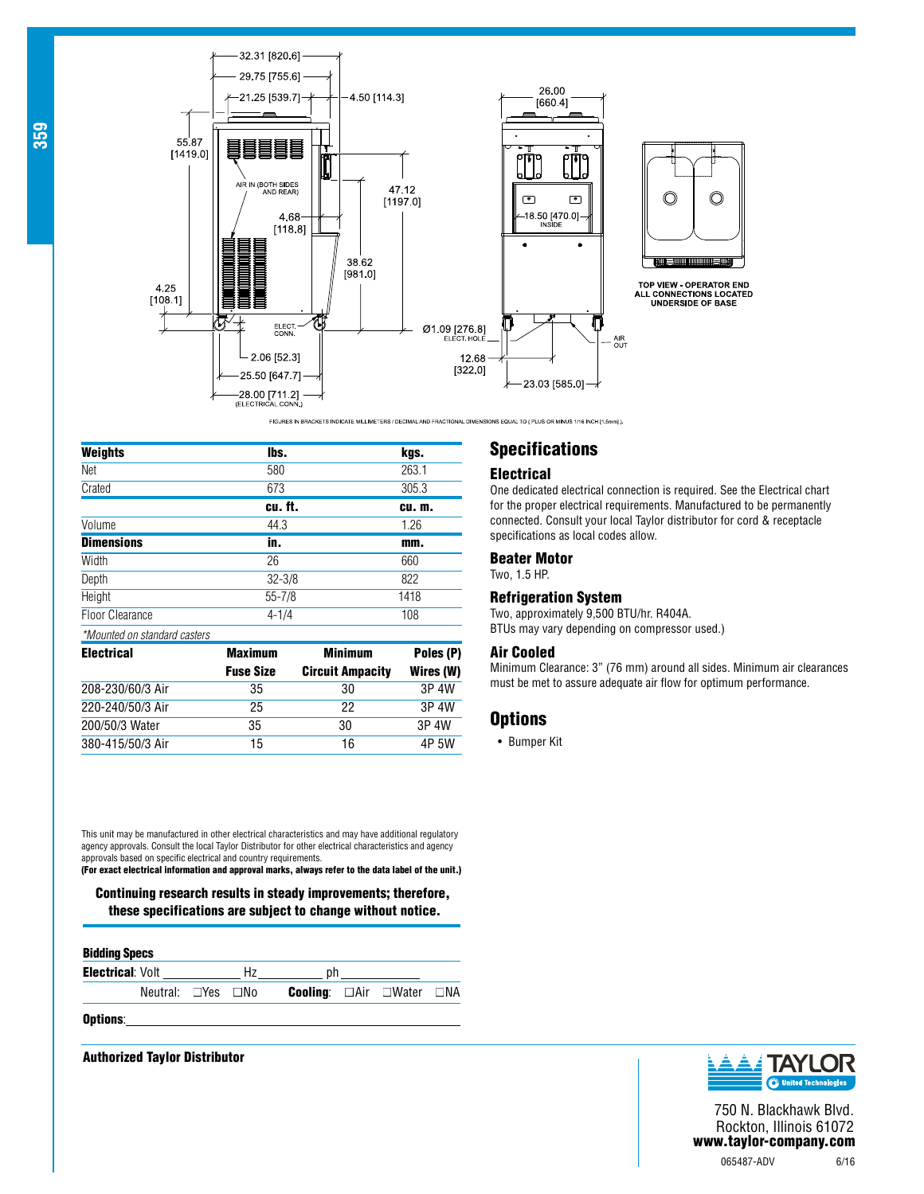32.31 [820.6]
29.75 [755.6]
21.25 [539.7]
4.50 [114.3]
55.87 [1419.0]
AIR IN (BOTH SIDES AND REAR)
47.12 [1197.0]
4.68 [118.8]
38.62 [981.0]
4.25 [108.1]
ELECT. CONN.
2.06 [52.3]
25.50 [647.7]
28.00 [711.2] (ELECTRICAL CONN.)
26.00 [660.4]
18.50 [470.0] INSIDE
Ø1.09 [276.8] ELECT. HOLE
12.68 [322.0]
23.03 [585.0]
AIR OUT
TOP VIEW - OPERATOR END ALL CONNECTIONS LOCATED UNDERSIDE OF BASE

FIGURES IN BRACKETS INDICATE MILLIMETERS / DECIMAL AND FRACTIONAL DIMENSIONS EQUAL TO ( PLUS OR MINUS 1/16 INCH [1.5mm] ).

| **Weights** | **lbs.** | **kgs.** |
|---|---|---|
| Net | 580 | 263.1 |
| Crated | 673 | 305.3 |
| | **cu. ft.** | **cu. m.** |
| Volume | 44.3 | 1.26 |
| **Dimensions** | **in.** | **mm.** |
| Width | 26 | 660 |
| Depth | 32-3/8 | 822 |
| Height | 55-7/8 | 1418 |
| Floor Clearance | 4-1/4 | 108 |

*\*Mounted on standard casters*

| **Electrical** | **Maximum Fuse Size** | **Minimum Circuit Ampacity** | **Poles (P) Wires (W)** |
|---|---|---|---|
| 208-230/60/3 Air | 35 | 30 | 3P 4W |
| 220-240/50/3 Air | 25 | 22 | 3P 4W |
| 200/50/3 Water | 35 | 30 | 3P 4W |
| 380-415/50/3 Air | 15 | 16 | 4P 5W |

This unit may be manufactured in other electrical characteristics and may have additional regulatory agency approvals. Consult the local Taylor Distributor for other electrical characteristics and agency approvals based on specific electrical and country requirements.
**(For exact electrical information and approval marks, always refer to the data label of the unit.)**

**Continuing research results in steady improvements; therefore, these specifications are subject to change without notice.**

## Specifications

### Electrical

One dedicated electrical connection is required. See the Electrical chart for the proper electrical requirements. Manufactured to be permanently connected. Consult your local Taylor distributor for cord & receptacle specifications as local codes allow.

### Beater Motor

Two, 1.5 HP.

### Refrigeration System

Two, approximately 9,500 BTU/hr. R404A.
BTUs may vary depending on compressor used.)

### Air Cooled

Minimum Clearance: 3" (76 mm) around all sides. Minimum air clearances must be met to assure adequate air flow for optimum performance.

## Options

- Bumper Kit

**Bidding Specs**

**Electrical**: Volt ____________ Hz ____________ ph ____________

Neutral: ☐Yes ☐No **Cooling**: ☐Air ☐Water ☐NA

**Options**: ____________________________________________

**Authorized Taylor Distributor**

TAYLOR
United Technologies

750 N. Blackhawk Blvd.
Rockton, Illinois 61072
**www.taylor-company.com**

065487-ADV 6/16